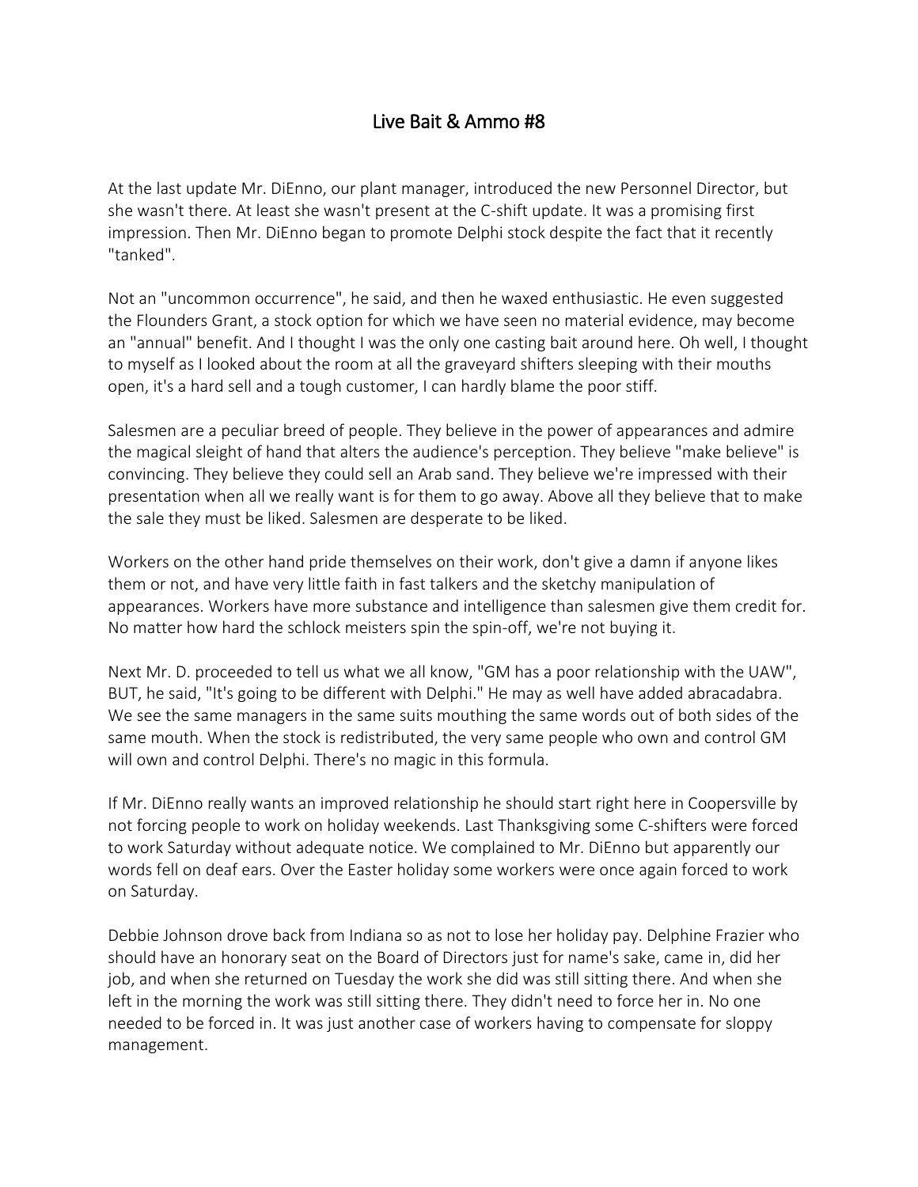# Live Bait & Ammo #8

At the last update Mr. DiEnno, our plant manager, introduced the new Personnel Director, but she wasn't there. At least she wasn't present at the C-shift update. It was a promising first impression. Then Mr. DiEnno began to promote Delphi stock despite the fact that it recently "tanked".

Not an "uncommon occurrence", he said, and then he waxed enthusiastic. He even suggested the Flounders Grant, a stock option for which we have seen no material evidence, may become an "annual" benefit. And I thought I was the only one casting bait around here. Oh well, I thought to myself as I looked about the room at all the graveyard shifters sleeping with their mouths open, it's a hard sell and a tough customer, I can hardly blame the poor stiff.

Salesmen are a peculiar breed of people. They believe in the power of appearances and admire the magical sleight of hand that alters the audience's perception. They believe "make believe" is convincing. They believe they could sell an Arab sand. They believe we're impressed with their presentation when all we really want is for them to go away. Above all they believe that to make the sale they must be liked. Salesmen are desperate to be liked.

Workers on the other hand pride themselves on their work, don't give a damn if anyone likes them or not, and have very little faith in fast talkers and the sketchy manipulation of appearances. Workers have more substance and intelligence than salesmen give them credit for. No matter how hard the schlock meisters spin the spin-off, we're not buying it.

Next Mr. D. proceeded to tell us what we all know, "GM has a poor relationship with the UAW", BUT, he said, "It's going to be different with Delphi." He may as well have added abracadabra. We see the same managers in the same suits mouthing the same words out of both sides of the same mouth. When the stock is redistributed, the very same people who own and control GM will own and control Delphi. There's no magic in this formula.

If Mr. DiEnno really wants an improved relationship he should start right here in Coopersville by not forcing people to work on holiday weekends. Last Thanksgiving some C-shifters were forced to work Saturday without adequate notice. We complained to Mr. DiEnno but apparently our words fell on deaf ears. Over the Easter holiday some workers were once again forced to work on Saturday.

Debbie Johnson drove back from Indiana so as not to lose her holiday pay. Delphine Frazier who should have an honorary seat on the Board of Directors just for name's sake, came in, did her job, and when she returned on Tuesday the work she did was still sitting there. And when she left in the morning the work was still sitting there. They didn't need to force her in. No one needed to be forced in. It was just another case of workers having to compensate for sloppy management.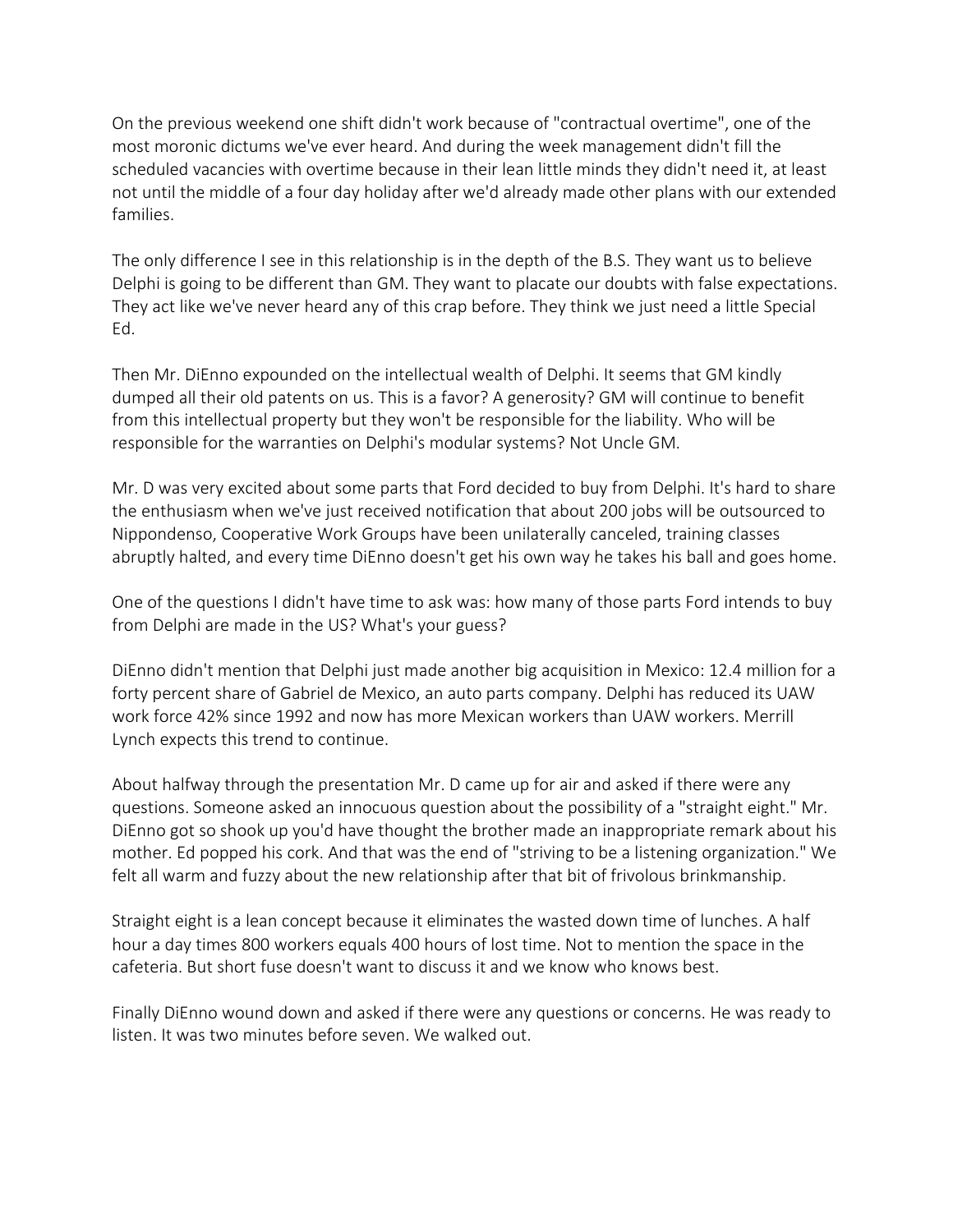On the previous weekend one shift didn't work because of "contractual overtime", one of the most moronic dictums we've ever heard. And during the week management didn't fill the scheduled vacancies with overtime because in their lean little minds they didn't need it, at least not until the middle of a four day holiday after we'd already made other plans with our extended families.

The only difference I see in this relationship is in the depth of the B.S. They want us to believe Delphi is going to be different than GM. They want to placate our doubts with false expectations. They act like we've never heard any of this crap before. They think we just need a little Special Ed.

Then Mr. DiEnno expounded on the intellectual wealth of Delphi. It seems that GM kindly dumped all their old patents on us. This is a favor? A generosity? GM will continue to benefit from this intellectual property but they won't be responsible for the liability. Who will be responsible for the warranties on Delphi's modular systems? Not Uncle GM.

Mr. D was very excited about some parts that Ford decided to buy from Delphi. It's hard to share the enthusiasm when we've just received notification that about 200 jobs will be outsourced to Nippondenso, Cooperative Work Groups have been unilaterally canceled, training classes abruptly halted, and every time DiEnno doesn't get his own way he takes his ball and goes home.

One of the questions I didn't have time to ask was: how many of those parts Ford intends to buy from Delphi are made in the US? What's your guess?

DiEnno didn't mention that Delphi just made another big acquisition in Mexico: 12.4 million for a forty percent share of Gabriel de Mexico, an auto parts company. Delphi has reduced its UAW work force 42% since 1992 and now has more Mexican workers than UAW workers. Merrill Lynch expects this trend to continue.

About halfway through the presentation Mr. D came up for air and asked if there were any questions. Someone asked an innocuous question about the possibility of a "straight eight." Mr. DiEnno got so shook up you'd have thought the brother made an inappropriate remark about his mother. Ed popped his cork. And that was the end of "striving to be a listening organization." We felt all warm and fuzzy about the new relationship after that bit of frivolous brinkmanship.

Straight eight is a lean concept because it eliminates the wasted down time of lunches. A half hour a day times 800 workers equals 400 hours of lost time. Not to mention the space in the cafeteria. But short fuse doesn't want to discuss it and we know who knows best.

Finally DiEnno wound down and asked if there were any questions or concerns. He was ready to listen. It was two minutes before seven. We walked out.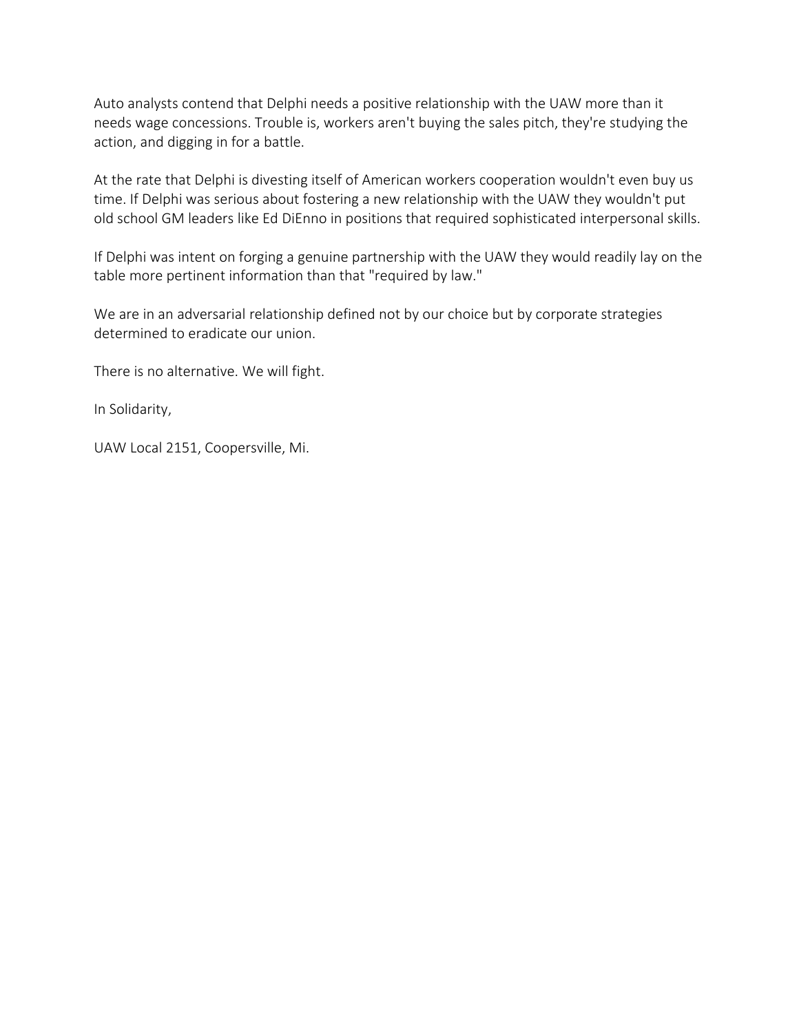Auto analysts contend that Delphi needs a positive relationship with the UAW more than it needs wage concessions. Trouble is, workers aren't buying the sales pitch, they're studying the action, and digging in for a battle.

At the rate that Delphi is divesting itself of American workers cooperation wouldn't even buy us time. If Delphi was serious about fostering a new relationship with the UAW they wouldn't put old school GM leaders like Ed DiEnno in positions that required sophisticated interpersonal skills.

If Delphi was intent on forging a genuine partnership with the UAW they would readily lay on the table more pertinent information than that "required by law."

We are in an adversarial relationship defined not by our choice but by corporate strategies determined to eradicate our union.

There is no alternative. We will fight.

In Solidarity,

UAW Local 2151, Coopersville, Mi.